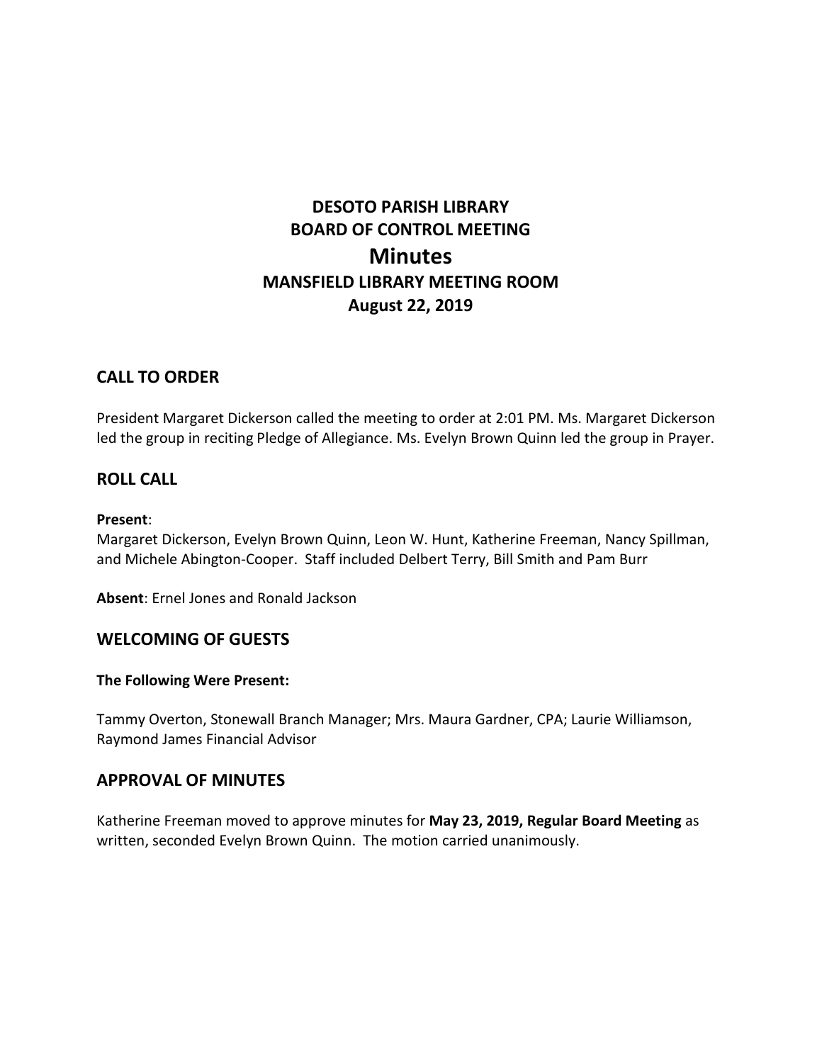# DESOTO PARISH LIBRARY
# BOARD OF CONTROL MEETING
# Minutes
## MANSFIELD LIBRARY MEETING ROOM
## August 22, 2019

## CALL TO ORDER

President Margaret Dickerson called the meeting to order at 2:01 PM. Ms. Margaret Dickerson led the group in reciting Pledge of Allegiance. Ms. Evelyn Brown Quinn led the group in Prayer.

## ROLL CALL

**Present**:
Margaret Dickerson, Evelyn Brown Quinn, Leon W. Hunt, Katherine Freeman, Nancy Spillman, and Michele Abington-Cooper. Staff included Delbert Terry, Bill Smith and Pam Burr

**Absent**: Ernel Jones and Ronald Jackson

## WELCOMING OF GUESTS

**The Following Were Present:**

Tammy Overton, Stonewall Branch Manager; Mrs. Maura Gardner, CPA; Laurie Williamson, Raymond James Financial Advisor

## APPROVAL OF MINUTES

Katherine Freeman moved to approve minutes for **May 23, 2019, Regular Board Meeting** as written, seconded Evelyn Brown Quinn. The motion carried unanimously.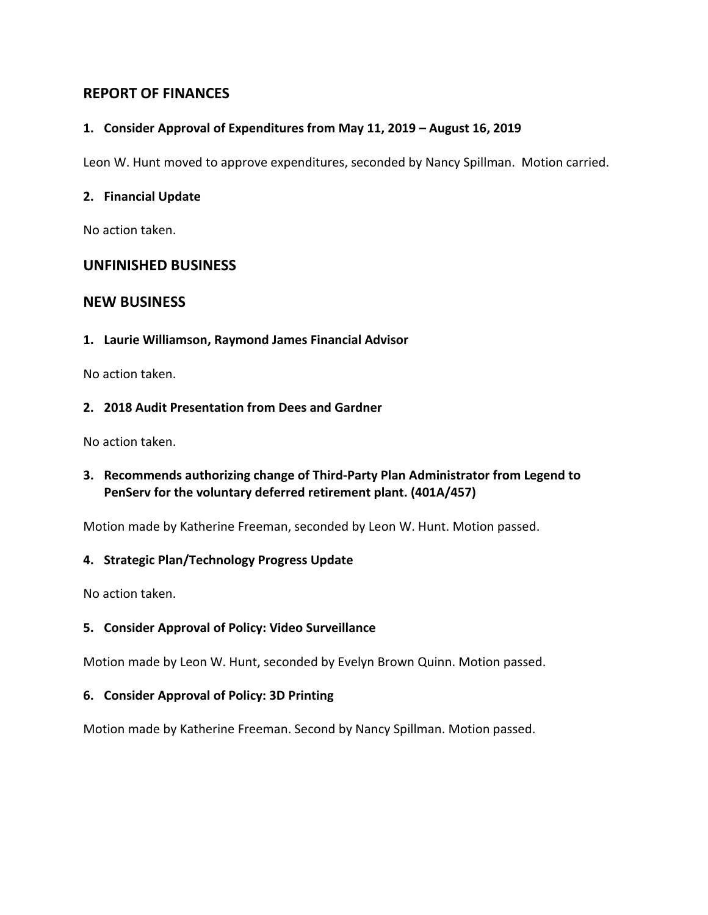## REPORT OF FINANCES

### 1. Consider Approval of Expenditures from May 11, 2019 – August 16, 2019

Leon W. Hunt moved to approve expenditures, seconded by Nancy Spillman. Motion carried.

### 2. Financial Update

No action taken.

## UNFINISHED BUSINESS

## NEW BUSINESS

### 1. Laurie Williamson, Raymond James Financial Advisor

No action taken.

### 2. 2018 Audit Presentation from Dees and Gardner

No action taken.

### 3. Recommends authorizing change of Third-Party Plan Administrator from Legend to PenServ for the voluntary deferred retirement plant. (401A/457)

Motion made by Katherine Freeman, seconded by Leon W. Hunt. Motion passed.

### 4. Strategic Plan/Technology Progress Update

No action taken.

### 5. Consider Approval of Policy: Video Surveillance

Motion made by Leon W. Hunt, seconded by Evelyn Brown Quinn. Motion passed.

### 6. Consider Approval of Policy: 3D Printing

Motion made by Katherine Freeman. Second by Nancy Spillman. Motion passed.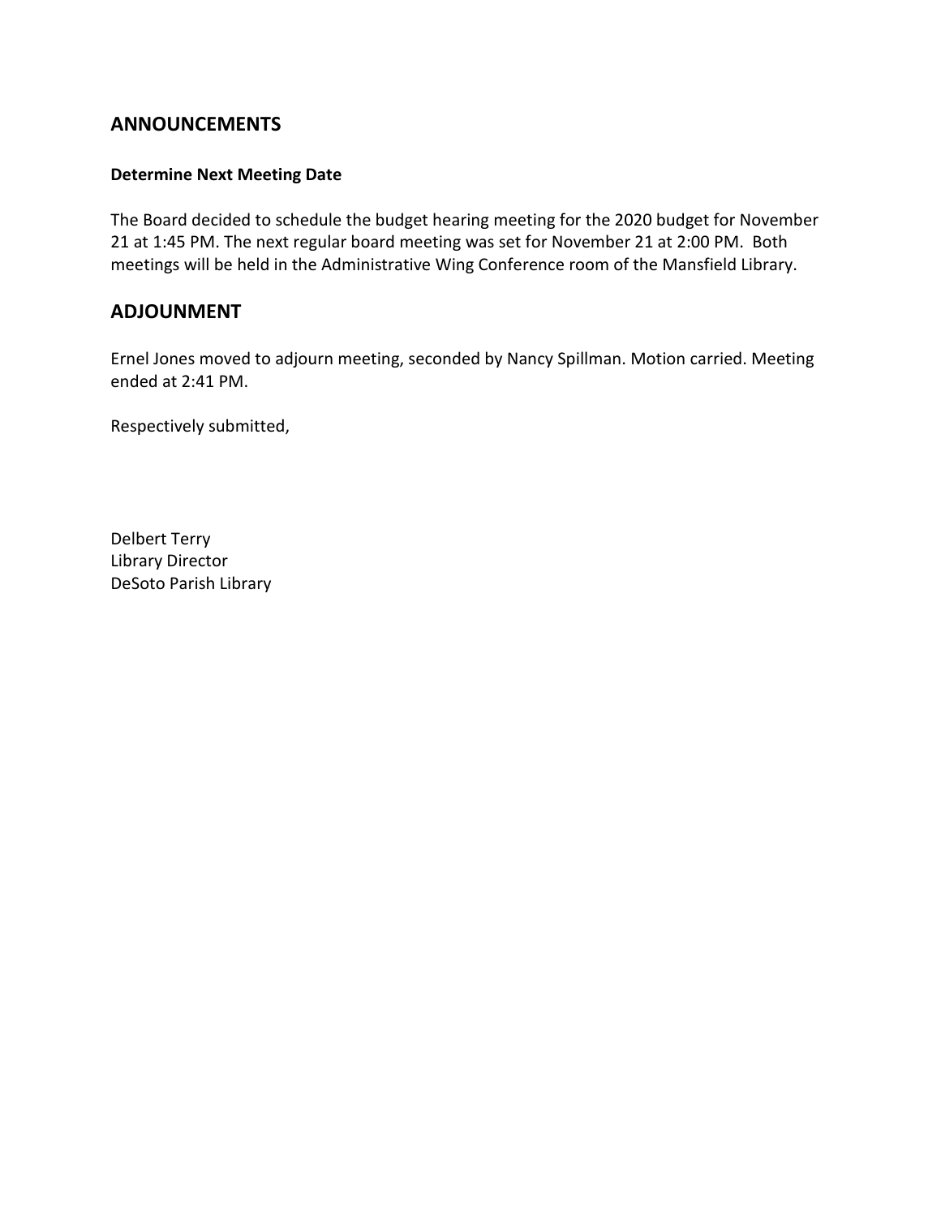## ANNOUNCEMENTS

**Determine Next Meeting Date**

The Board decided to schedule the budget hearing meeting for the 2020 budget for November 21 at 1:45 PM. The next regular board meeting was set for November 21 at 2:00 PM. Both meetings will be held in the Administrative Wing Conference room of the Mansfield Library.

## ADJOUNMENT

Ernel Jones moved to adjourn meeting, seconded by Nancy Spillman. Motion carried. Meeting ended at 2:41 PM.

Respectively submitted,

Delbert Terry
Library Director
DeSoto Parish Library